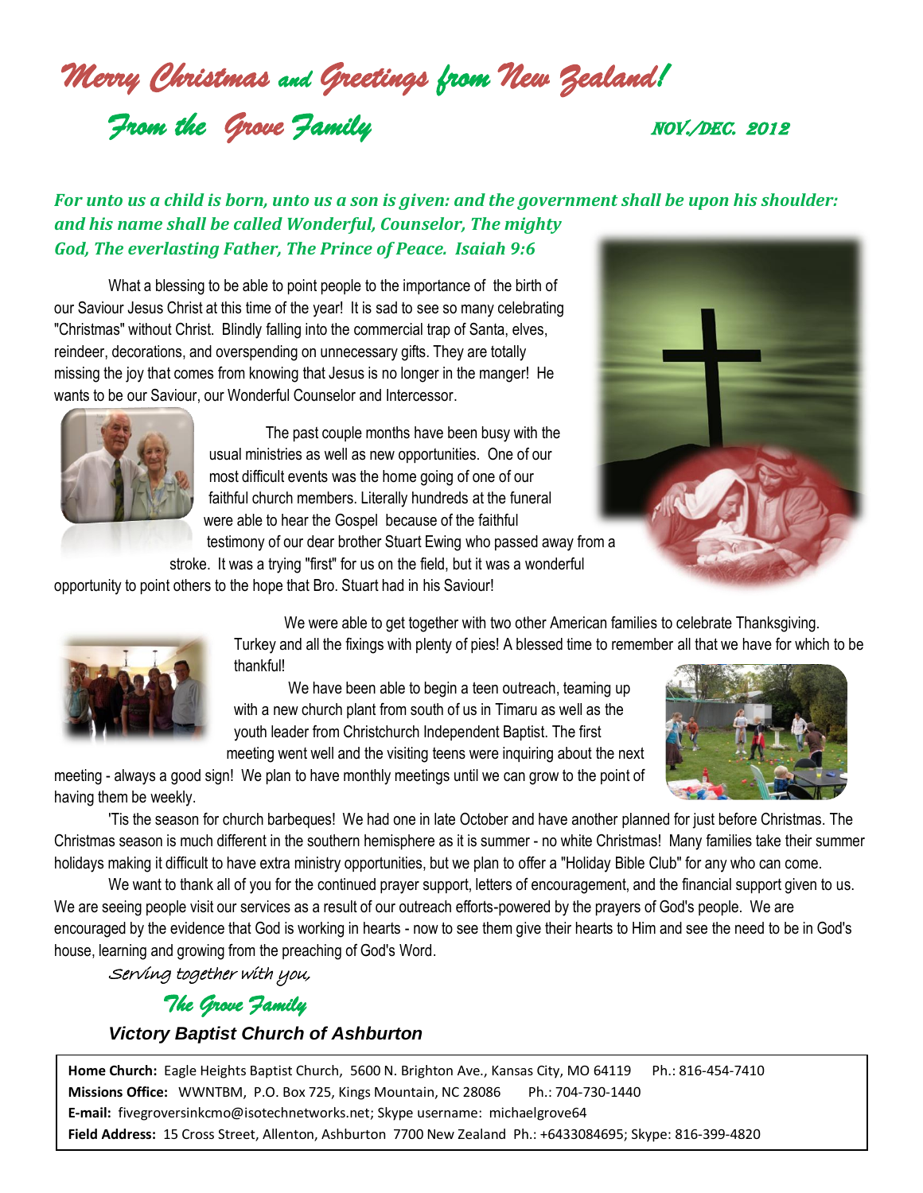# *Merry Christmas and Greetings from New Zealand!*

## *From the Grove Family*

*NOV./DEC. 2012*

***For unto us a child is born, unto us a son is given: and the government shall be upon his shoulder: and his name shall be called Wonderful, Counselor, The mighty God, The everlasting Father, The Prince of Peace. Isaiah 9:6***

What a blessing to be able to point people to the importance of the birth of our Saviour Jesus Christ at this time of the year! It is sad to see so many celebrating "Christmas" without Christ. Blindly falling into the commercial trap of Santa, elves, reindeer, decorations, and overspending on unnecessary gifts. They are totally missing the joy that comes from knowing that Jesus is no longer in the manger! He wants to be our Saviour, our Wonderful Counselor and Intercessor.

The past couple months have been busy with the usual ministries as well as new opportunities. One of our most difficult events was the home going of one of our faithful church members. Literally hundreds at the funeral were able to hear the Gospel because of the faithful testimony of our dear brother Stuart Ewing who passed away from a stroke. It was a trying "first" for us on the field, but it was a wonderful opportunity to point others to the hope that Bro. Stuart had in his Saviour!

We were able to get together with two other American families to celebrate Thanksgiving. Turkey and all the fixings with plenty of pies! A blessed time to remember all that we have for which to be thankful!

We have been able to begin a teen outreach, teaming up with a new church plant from south of us in Timaru as well as the youth leader from Christchurch Independent Baptist. The first meeting went well and the visiting teens were inquiring about the next meeting - always a good sign! We plan to have monthly meetings until we can grow to the point of having them be weekly.

'Tis the season for church barbeques! We had one in late October and have another planned for just before Christmas. The Christmas season is much different in the southern hemisphere as it is summer - no white Christmas! Many families take their summer holidays making it difficult to have extra ministry opportunities, but we plan to offer a "Holiday Bible Club" for any who can come.

We want to thank all of you for the continued prayer support, letters of encouragement, and the financial support given to us. We are seeing people visit our services as a result of our outreach efforts-powered by the prayers of God's people. We are encouraged by the evidence that God is working in hearts - now to see them give their hearts to Him and see the need to be in God's house, learning and growing from the preaching of God's Word.

*Serving together with you,*

*The Grove Family*

***Victory Baptist Church of Ashburton***

**Home Church:** Eagle Heights Baptist Church, 5600 N. Brighton Ave., Kansas City, MO 64119 Ph.: 816-454-7410
**Missions Office:** WWNTBM, P.O. Box 725, Kings Mountain, NC 28086 Ph.: 704-730-1440
**E-mail:** fivegroversinkcmo@isotechnetworks.net; Skype username: michaelgrove64
**Field Address:** 15 Cross Street, Allenton, Ashburton 7700 New Zealand Ph.: +6433084695; Skype: 816-399-4820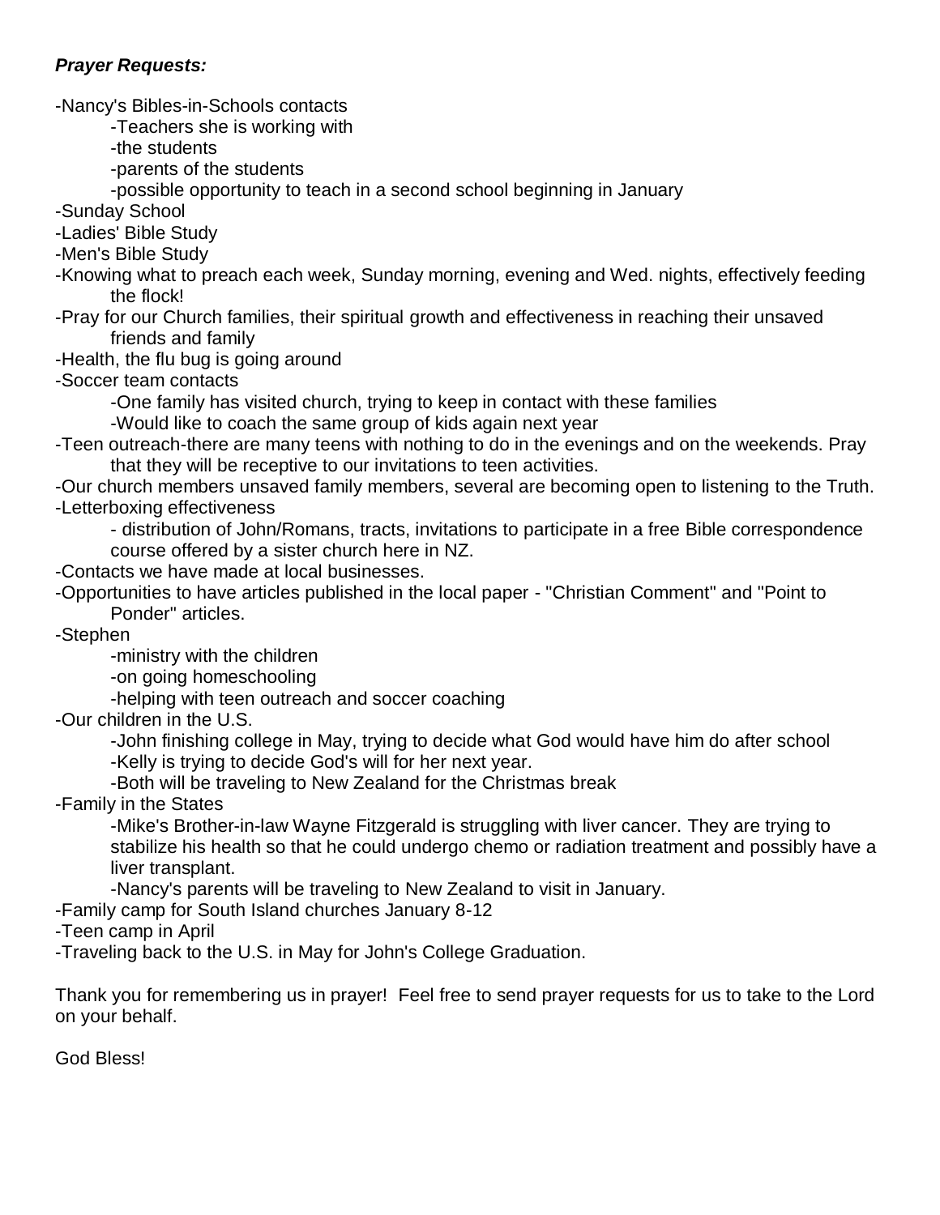***Prayer Requests:***

-Nancy's Bibles-in-Schools contacts
    -Teachers she is working with
    -the students
    -parents of the students
    -possible opportunity to teach in a second school beginning in January
-Sunday School
-Ladies' Bible Study
-Men's Bible Study
-Knowing what to preach each week, Sunday morning, evening and Wed. nights, effectively feeding the flock!
-Pray for our Church families, their spiritual growth and effectiveness in reaching their unsaved friends and family
-Health, the flu bug is going around
-Soccer team contacts
    -One family has visited church, trying to keep in contact with these families
    -Would like to coach the same group of kids again next year
-Teen outreach-there are many teens with nothing to do in the evenings and on the weekends. Pray that they will be receptive to our invitations to teen activities.
-Our church members unsaved family members, several are becoming open to listening to the Truth.
-Letterboxing effectiveness
    - distribution of John/Romans, tracts, invitations to participate in a free Bible correspondence course offered by a sister church here in NZ.
-Contacts we have made at local businesses.
-Opportunities to have articles published in the local paper - "Christian Comment" and "Point to Ponder" articles.
-Stephen
    -ministry with the children
    -on going homeschooling
    -helping with teen outreach and soccer coaching
-Our children in the U.S.
    -John finishing college in May, trying to decide what God would have him do after school
    -Kelly is trying to decide God's will for her next year.
    -Both will be traveling to New Zealand for the Christmas break
-Family in the States
    -Mike's Brother-in-law Wayne Fitzgerald is struggling with liver cancer. They are trying to stabilize his health so that he could undergo chemo or radiation treatment and possibly have a liver transplant.
    -Nancy's parents will be traveling to New Zealand to visit in January.
-Family camp for South Island churches January 8-12
-Teen camp in April
-Traveling back to the U.S. in May for John's College Graduation.

Thank you for remembering us in prayer! Feel free to send prayer requests for us to take to the Lord on your behalf.

God Bless!